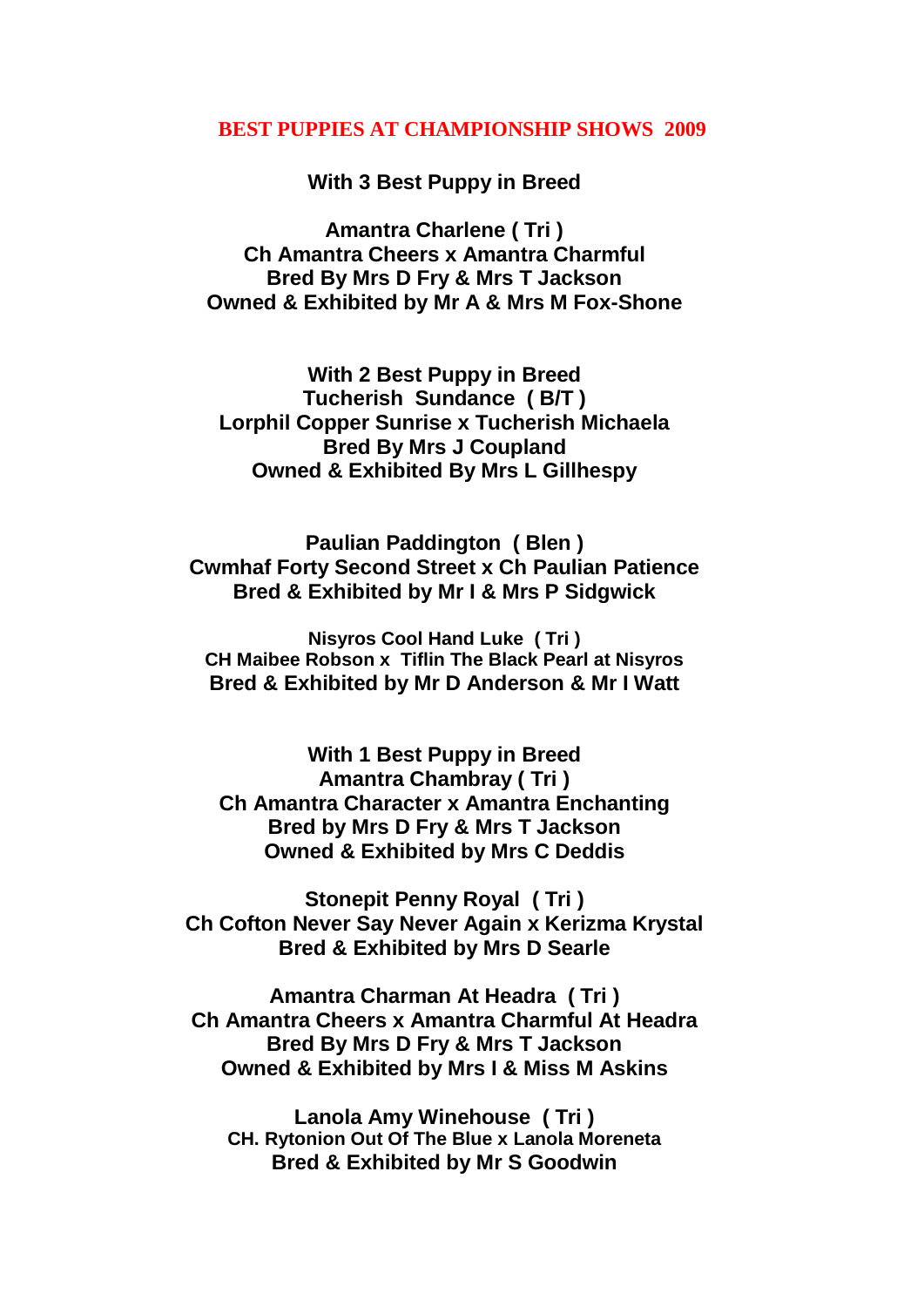# BEST PUPPIES AT CHAMPIONSHIP SHOWS 2009

**With 3 Best Puppy in Breed**

**Amantra Charlene ( Tri )**
**Ch Amantra Cheers x Amantra Charmful**
**Bred By Mrs D Fry & Mrs T Jackson**
**Owned & Exhibited by Mr A & Mrs M Fox-Shone**

**With 2 Best Puppy in Breed**

**Tucherish Sundance ( B/T )**
**Lorphil Copper Sunrise x Tucherish Michaela**
**Bred By Mrs J Coupland**
**Owned & Exhibited By Mrs L Gillhespy**

**Paulian Paddington ( Blen )**
**Cwmhaf Forty Second Street x Ch Paulian Patience**
**Bred & Exhibited by Mr I & Mrs P Sidgwick**

**Nisyros Cool Hand Luke ( Tri )**
**CH Maibee Robson x Tiflin The Black Pearl at Nisyros**
**Bred & Exhibited by Mr D Anderson & Mr I Watt**

**With 1 Best Puppy in Breed**

**Amantra Chambray ( Tri )**
**Ch Amantra Character x Amantra Enchanting**
**Bred by Mrs D Fry & Mrs T Jackson**
**Owned & Exhibited by Mrs C Deddis**

**Stonepit Penny Royal ( Tri )**
**Ch Cofton Never Say Never Again x Kerizma Krystal**
**Bred & Exhibited by Mrs D Searle**

**Amantra Charman At Headra ( Tri )**
**Ch Amantra Cheers x Amantra Charmful At Headra**
**Bred By Mrs D Fry & Mrs T Jackson**
**Owned & Exhibited by Mrs I & Miss M Askins**

**Lanola Amy Winehouse ( Tri )**
**CH. Rytonion Out Of The Blue x Lanola Moreneta**
**Bred & Exhibited by Mr S Goodwin**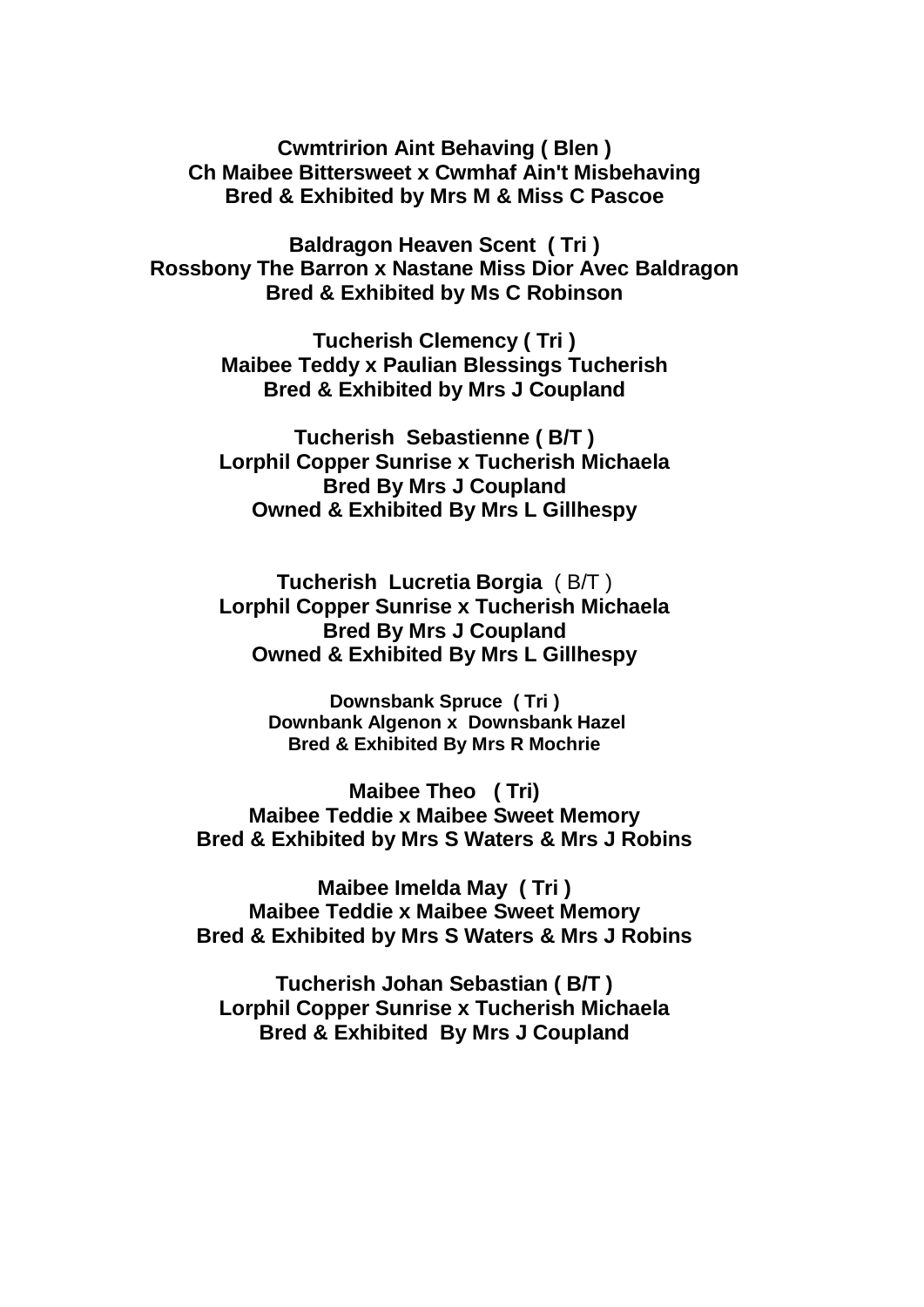**Cwmtririon Aint Behaving ( Blen )**
**Ch Maibee Bittersweet x Cwmhaf Ain't Misbehaving**
**Bred & Exhibited by Mrs M & Miss C Pascoe**

**Baldragon Heaven Scent ( Tri )**
**Rossbony The Barron x Nastane Miss Dior Avec Baldragon**
**Bred & Exhibited by Ms C Robinson**

**Tucherish Clemency ( Tri )**
**Maibee Teddy x Paulian Blessings Tucherish**
**Bred & Exhibited by Mrs J Coupland**

**Tucherish Sebastienne ( B/T )**
**Lorphil Copper Sunrise x Tucherish Michaela**
**Bred By Mrs J Coupland**
**Owned & Exhibited By Mrs L Gillhespy**

**Tucherish Lucretia Borgia** ( B/T )
**Lorphil Copper Sunrise x Tucherish Michaela**
**Bred By Mrs J Coupland**
**Owned & Exhibited By Mrs L Gillhespy**

**Downsbank Spruce ( Tri )**
**Downbank Algenon x Downsbank Hazel**
**Bred & Exhibited By Mrs R Mochrie**

**Maibee Theo ( Tri)**
**Maibee Teddie x Maibee Sweet Memory**
**Bred & Exhibited by Mrs S Waters & Mrs J Robins**

**Maibee Imelda May ( Tri )**
**Maibee Teddie x Maibee Sweet Memory**
**Bred & Exhibited by Mrs S Waters & Mrs J Robins**

**Tucherish Johan Sebastian ( B/T )**
**Lorphil Copper Sunrise x Tucherish Michaela**
**Bred & Exhibited By Mrs J Coupland**